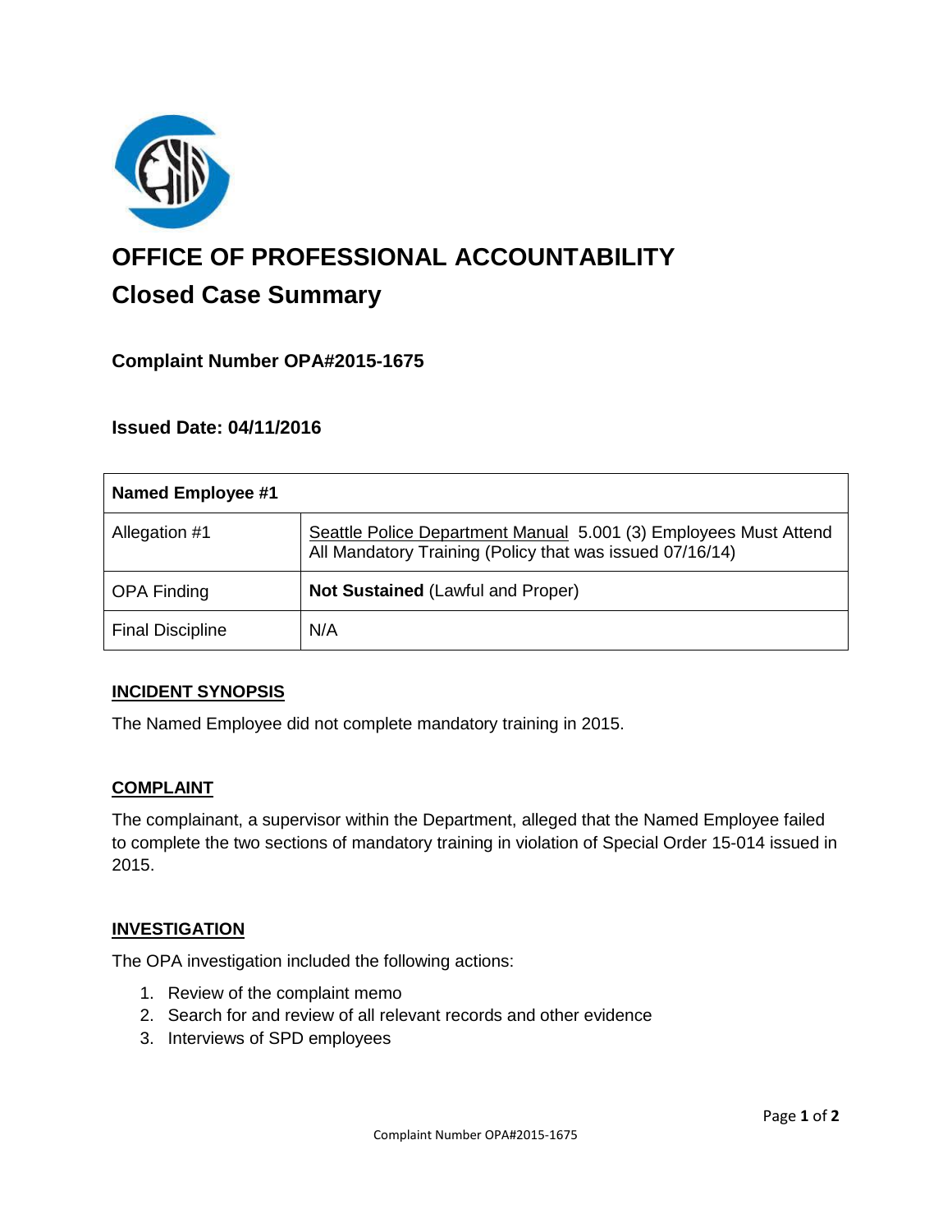# OFFICE OF PROFESSIONAL ACCOUNTABILITY

## Closed Case Summary

### Complaint Number OPA#2015-1675

### Issued Date: 04/11/2016

| Named Employee #1 | |
|---|---|
| Allegation #1 | Seattle Police Department Manual 5.001 (3) Employees Must Attend All Mandatory Training (Policy that was issued 07/16/14) |
| OPA Finding | **Not Sustained** (Lawful and Proper) |
| Final Discipline | N/A |

### INCIDENT SYNOPSIS

The Named Employee did not complete mandatory training in 2015.

### COMPLAINT

The complainant, a supervisor within the Department, alleged that the Named Employee failed to complete the two sections of mandatory training in violation of Special Order 15-014 issued in 2015.

### INVESTIGATION

The OPA investigation included the following actions:

1. Review of the complaint memo
2. Search for and review of all relevant records and other evidence
3. Interviews of SPD employees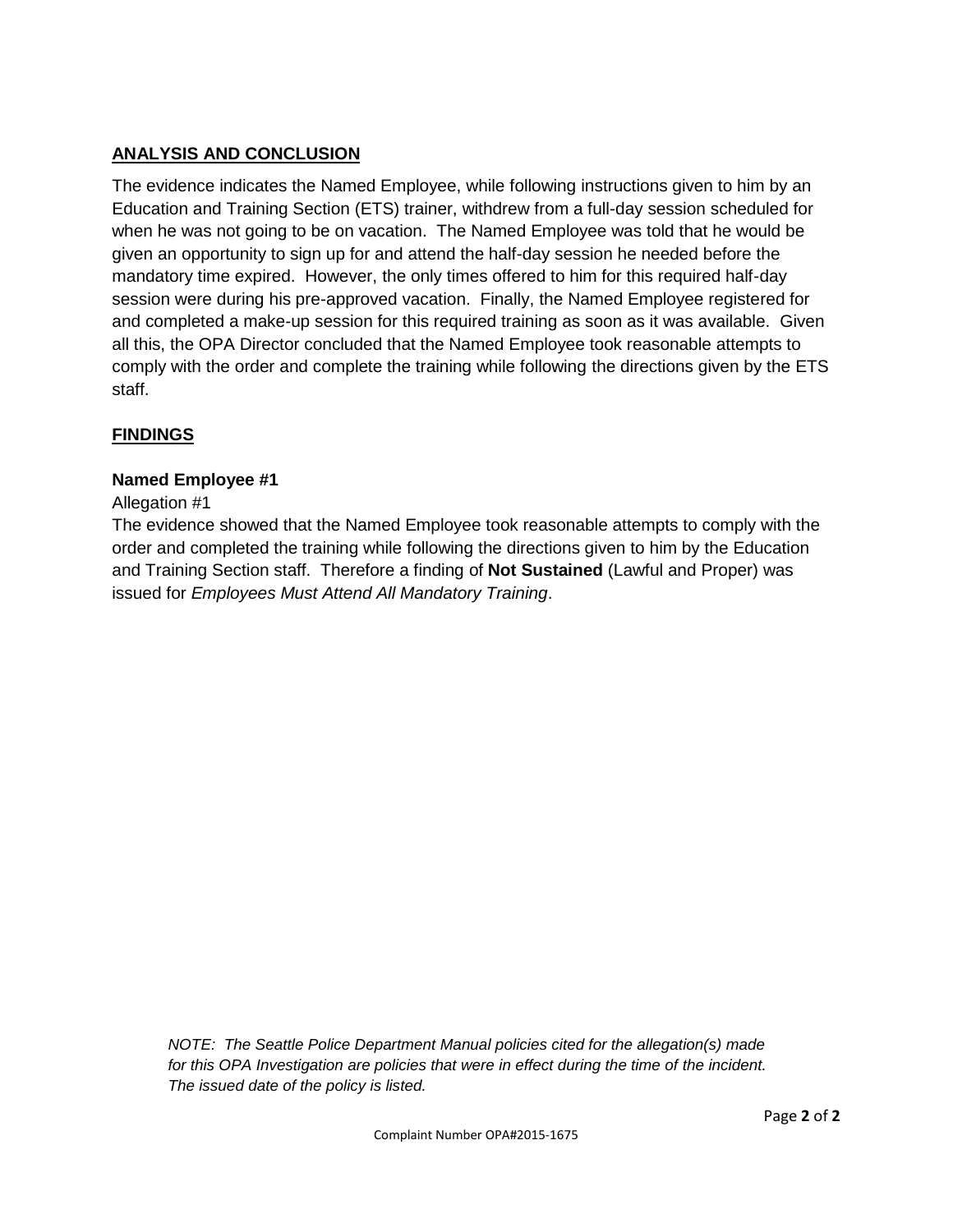## ANALYSIS AND CONCLUSION

The evidence indicates the Named Employee, while following instructions given to him by an Education and Training Section (ETS) trainer, withdrew from a full-day session scheduled for when he was not going to be on vacation. The Named Employee was told that he would be given an opportunity to sign up for and attend the half-day session he needed before the mandatory time expired. However, the only times offered to him for this required half-day session were during his pre-approved vacation. Finally, the Named Employee registered for and completed a make-up session for this required training as soon as it was available. Given all this, the OPA Director concluded that the Named Employee took reasonable attempts to comply with the order and complete the training while following the directions given by the ETS staff.

## FINDINGS

**Named Employee #1**

Allegation #1

The evidence showed that the Named Employee took reasonable attempts to comply with the order and completed the training while following the directions given to him by the Education and Training Section staff. Therefore a finding of **Not Sustained** (Lawful and Proper) was issued for *Employees Must Attend All Mandatory Training*.

*NOTE: The Seattle Police Department Manual policies cited for the allegation(s) made for this OPA Investigation are policies that were in effect during the time of the incident. The issued date of the policy is listed.*

Complaint Number OPA#2015-1675